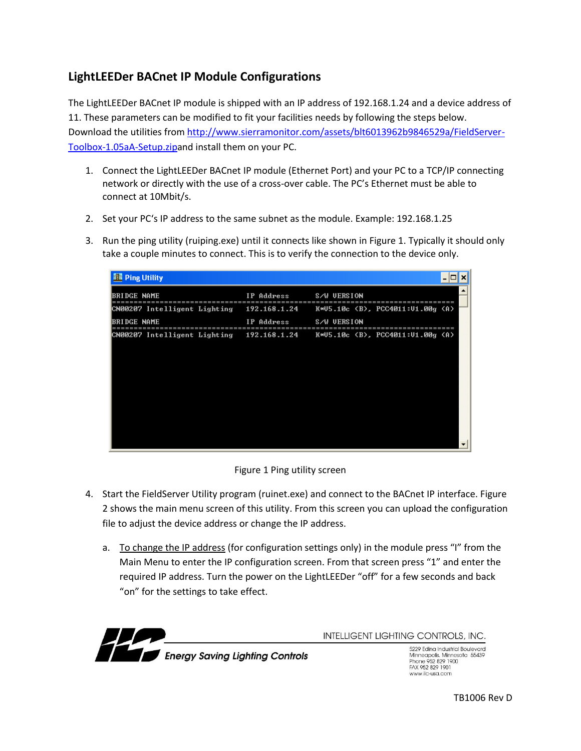## LightLEEDer BACnet IP Module Configurations

The LightLEEDer BACnet IP module is shipped with an IP address of 192.168.1.24 and a device address of 11. These parameters can be modified to fit your facilities needs by following the steps below. Download the utilities from [http://www.sierramonitor.com/assets/blt6013962b9846529a/FieldServer-Toolbox-1.05aA-Setup.zip](http://www.sierramonitor.com/assets/blt6013962b9846529a/FieldServer-Toolbox-1.05aA-Setup.zip)and install them on your PC.

1. Connect the LightLEEDer BACnet IP module (Ethernet Port) and your PC to a TCP/IP connecting network or directly with the use of a cross-over cable. The PC's Ethernet must be able to connect at 10Mbit/s.

2. Set your PC's IP address to the same subnet as the module. Example: 192.168.1.25

3. Run the ping utility (ruiping.exe) until it connects like shown in Figure 1. Typically it should only take a couple minutes to connect. This is to verify the connection to the device only.

```
Ping Utility

BRIDGE NAME                     IP Address      S/W VERSION
================================================================================
CN00207 Intelligent Lighting    192.168.1.24    K*V5.10c (B), PCC4011:V1.00g (A)
BRIDGE NAME                     IP Address      S/W VERSION
================================================================================
CN00207 Intelligent Lighting    192.168.1.24    K*V5.10c (B), PCC4011:V1.00g (A)
```

Figure 1 Ping utility screen

4. Start the FieldServer Utility program (ruinet.exe) and connect to the BACnet IP interface. Figure 2 shows the main menu screen of this utility. From this screen you can upload the configuration file to adjust the device address or change the IP address.

   a. To change the IP address (for configuration settings only) in the module press "I" from the Main Menu to enter the IP configuration screen. From that screen press "1" and enter the required IP address. Turn the power on the LightLEEDer "off" for a few seconds and back "on" for the settings to take effect.

ILC Energy Saving Lighting Controls

INTELLIGENT LIGHTING CONTROLS, INC.
5229 Edina Industrial Boulevard
Minneapolis, Minnesota 55439
Phone 952 829 1900
FAX 952 829 1901
www.ilc-usa.com

TB1006 Rev D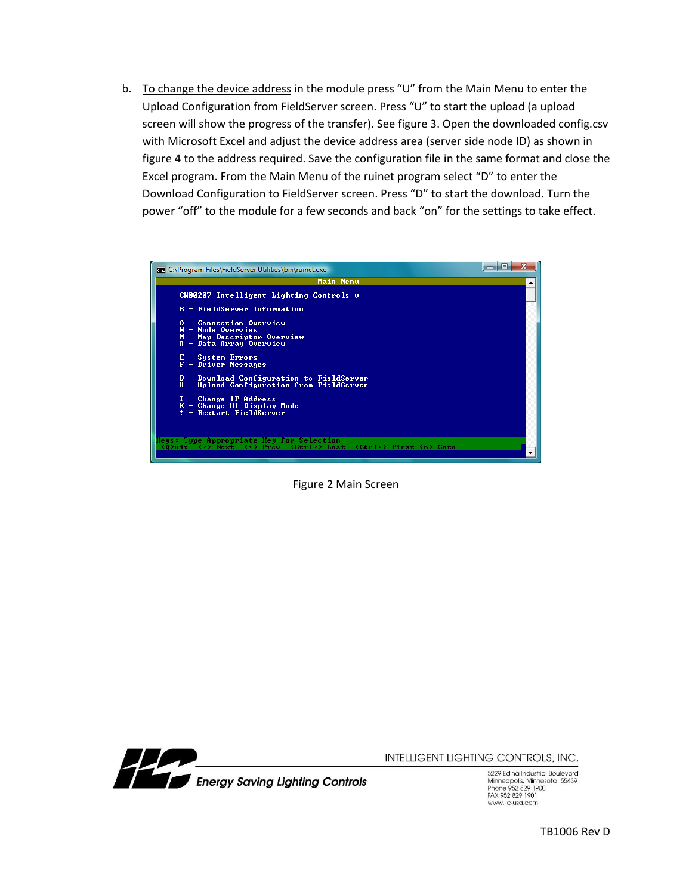b. To change the device address in the module press “U” from the Main Menu to enter the Upload Configuration from FieldServer screen. Press “U” to start the upload (a upload screen will show the progress of the transfer). See figure 3. Open the downloaded config.csv with Microsoft Excel and adjust the device address area (server side node ID) as shown in figure 4 to the address required. Save the configuration file in the same format and close the Excel program. From the Main Menu of the ruinet program select “D” to enter the Download Configuration to FieldServer screen. Press “D” to start the download. Turn the power “off” to the module for a few seconds and back “on” for the settings to take effect.

```
C:\Program Files\FieldServer Utilities\bin\ruinet.exe
                              Main Menu
     CN00207 Intelligent Lighting Controls v

     B - FieldServer Information

     O - Connection Overview
     N - Node Overview
     M - Map Descriptor Overview
     A - Data Array Overview

     E - System Errors
     F - Driver Messages

     D - Download Configuration to FieldServer
     U - Upload Configuration from FieldServer

     I - Change IP Address
     K - Change UI Display Mode
     ! - Restart FieldServer

Keys: Type Appropriate Key for Selection
 <Q>uit  <+> Next  <-> Prev  <Ctrl+> Last  <Ctrl-> First <n> Goto
```

Figure 2 Main Screen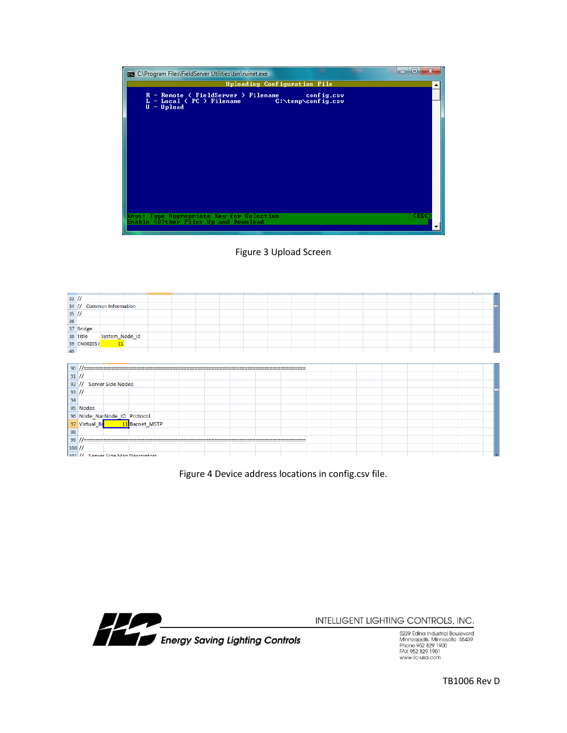```
C:\Program Files\FieldServer Utilities\bin\ruinet.exe
Uploading Configuration File

R - Remote ( FieldServer ) Filename        config.csv
L - Local ( PC ) Filename          C:\temp\config.csv
U - Upload

Keys: Type Appropriate Key for Selection                    <ESC>
Enable <O>ther Files Up and Download
```

Figure 3 Upload Screen

| | | | |
|---|---|---|---|
| 33 | // | | |
| 34 | // Common Information | | |
| 35 | // | | |
| 36 | | | |
| 37 | Bridge | | |
| 38 | Title | System_Node_Id | |
| 39 | CN00205 I | 11 | |
| 40 | | | |

| | | | |
|---|---|---|---|
| 90 | //============================================================ | | |
| 91 | // | | |
| 92 | // Server Side Nodes | | |
| 93 | // | | |
| 94 | | | |
| 95 | Nodes | | |
| 96 | Node_Na | Node_ID | Protocol |
| 97 | Virtual_B | 11 | Bacnet_MSTP |
| 98 | | | |
| 99 | //============================================================ | | |
| 100 | // | | |
| 101 | // Server Side Map Descriptors | | |

Figure 4 Device address locations in config.csv file.

INTELLIGENT LIGHTING CONTROLS, INC.

*Energy Saving Lighting Controls*

5229 Edina Industrial Boulevard
Minneapolis, Minnesota 55439
Phone 952 829 1900
FAX 952 829 1901
www.ilc-usa.com

TB1006 Rev D